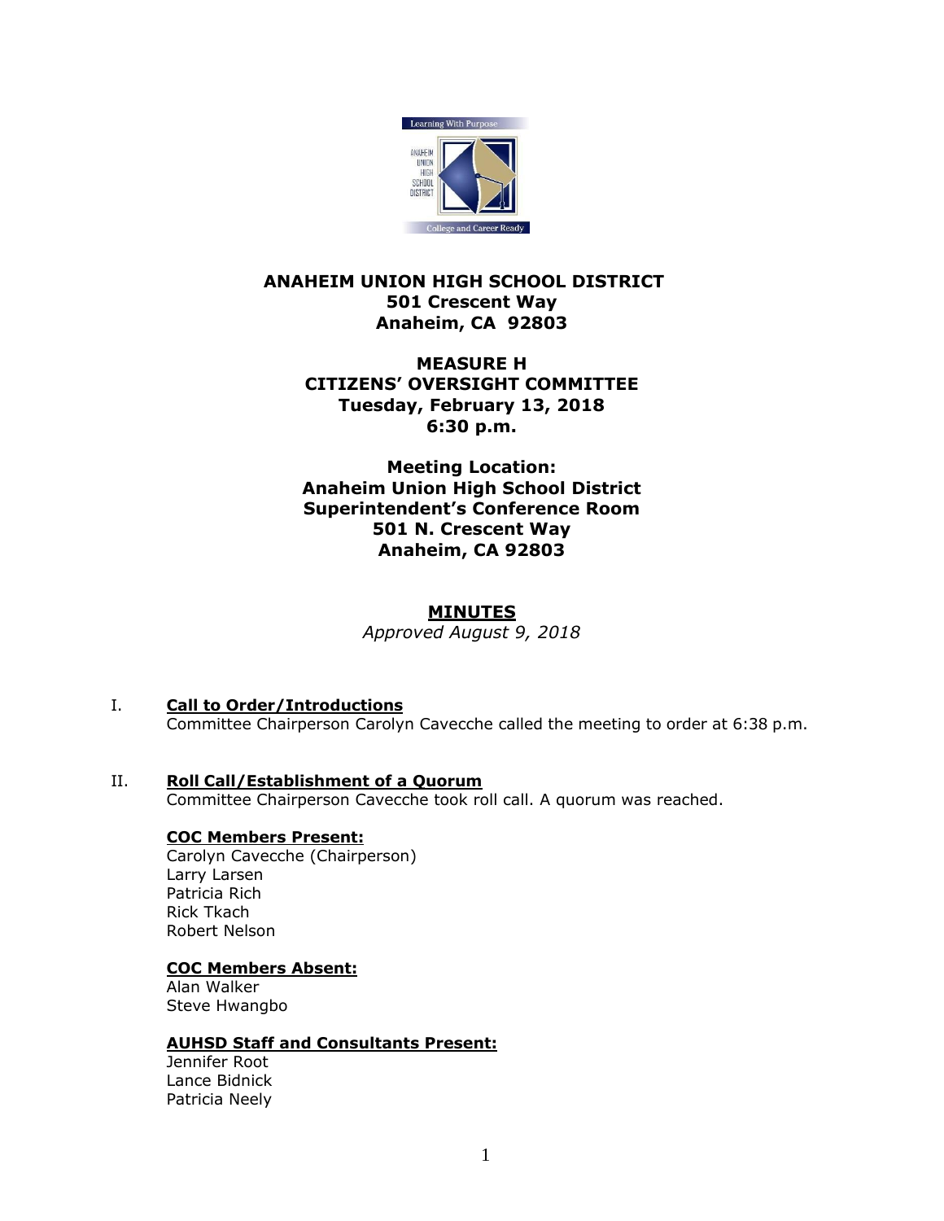**ANAHEIM UNION HIGH SCHOOL DISTRICT**
**501 Crescent Way**
**Anaheim, CA 92803**

**MEASURE H**
**CITIZENS' OVERSIGHT COMMITTEE**
**Tuesday, February 13, 2018**
**6:30 p.m.**

**Meeting Location:**
**Anaheim Union High School District**
**Superintendent's Conference Room**
**501 N. Crescent Way**
**Anaheim, CA 92803**

# MINUTES

*Approved August 9, 2018*

## I. Call to Order/Introductions

Committee Chairperson Carolyn Cavecche called the meeting to order at 6:38 p.m.

## II. Roll Call/Establishment of a Quorum

Committee Chairperson Cavecche took roll call. A quorum was reached.

### COC Members Present:

Carolyn Cavecche (Chairperson)
Larry Larsen
Patricia Rich
Rick Tkach
Robert Nelson

### COC Members Absent:

Alan Walker
Steve Hwangbo

### AUHSD Staff and Consultants Present:

Jennifer Root
Lance Bidnick
Patricia Neely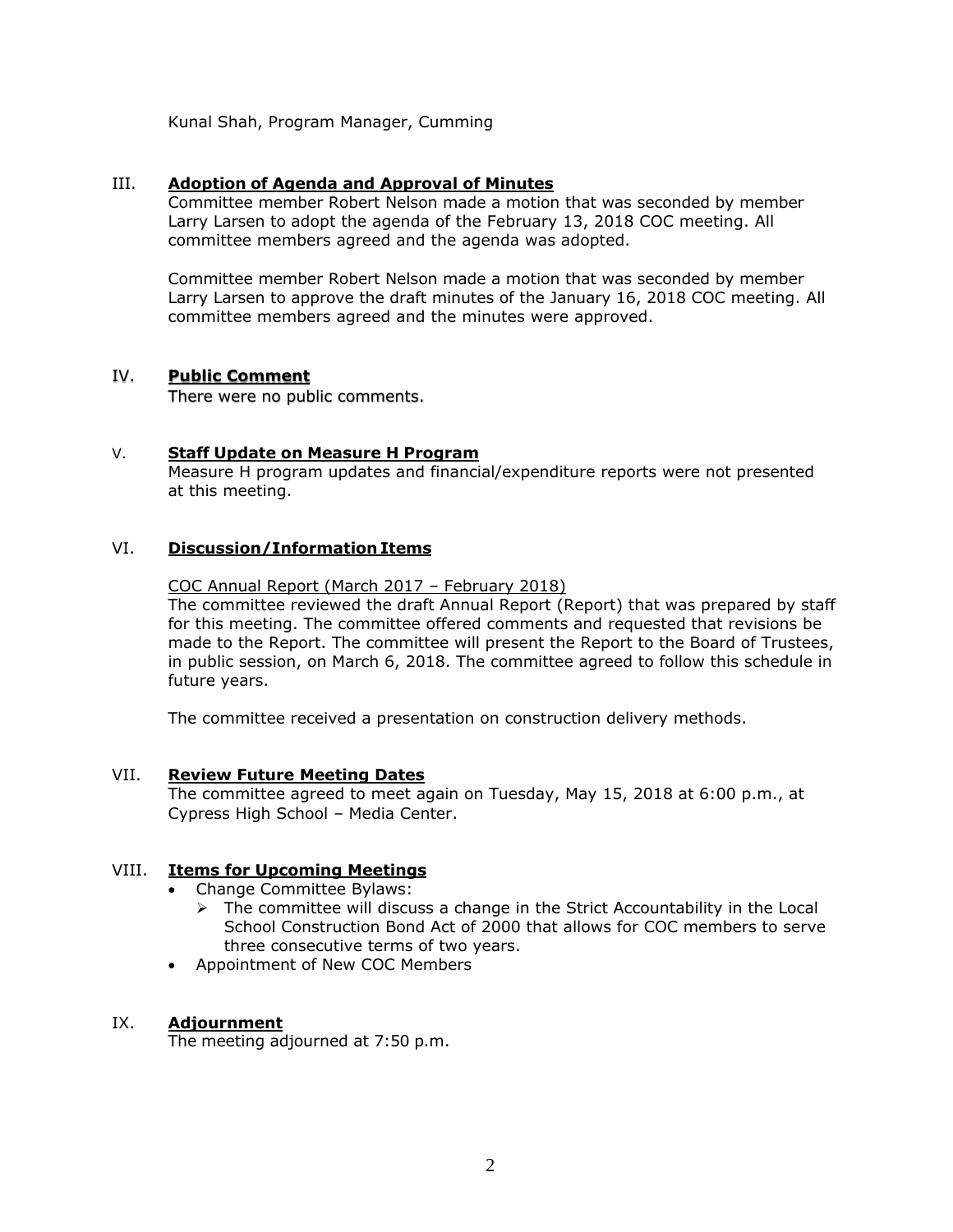Kunal Shah, Program Manager, Cumming

## III. **Adoption of Agenda and Approval of Minutes**

Committee member Robert Nelson made a motion that was seconded by member Larry Larsen to adopt the agenda of the February 13, 2018 COC meeting. All committee members agreed and the agenda was adopted.

Committee member Robert Nelson made a motion that was seconded by member Larry Larsen to approve the draft minutes of the January 16, 2018 COC meeting. All committee members agreed and the minutes were approved.

## IV. **Public Comment**

There were no public comments.

## V. **Staff Update on Measure H Program**

Measure H program updates and financial/expenditure reports were not presented at this meeting.

## VI. **Discussion/Information Items**

COC Annual Report (March 2017 – February 2018)

The committee reviewed the draft Annual Report (Report) that was prepared by staff for this meeting. The committee offered comments and requested that revisions be made to the Report. The committee will present the Report to the Board of Trustees, in public session, on March 6, 2018. The committee agreed to follow this schedule in future years.

The committee received a presentation on construction delivery methods.

## VII. **Review Future Meeting Dates**

The committee agreed to meet again on Tuesday, May 15, 2018 at 6:00 p.m., at Cypress High School – Media Center.

## VIII. **Items for Upcoming Meetings**

- Change Committee Bylaws:
  - The committee will discuss a change in the Strict Accountability in the Local School Construction Bond Act of 2000 that allows for COC members to serve three consecutive terms of two years.
- Appointment of New COC Members

## IX. **Adjournment**

The meeting adjourned at 7:50 p.m.